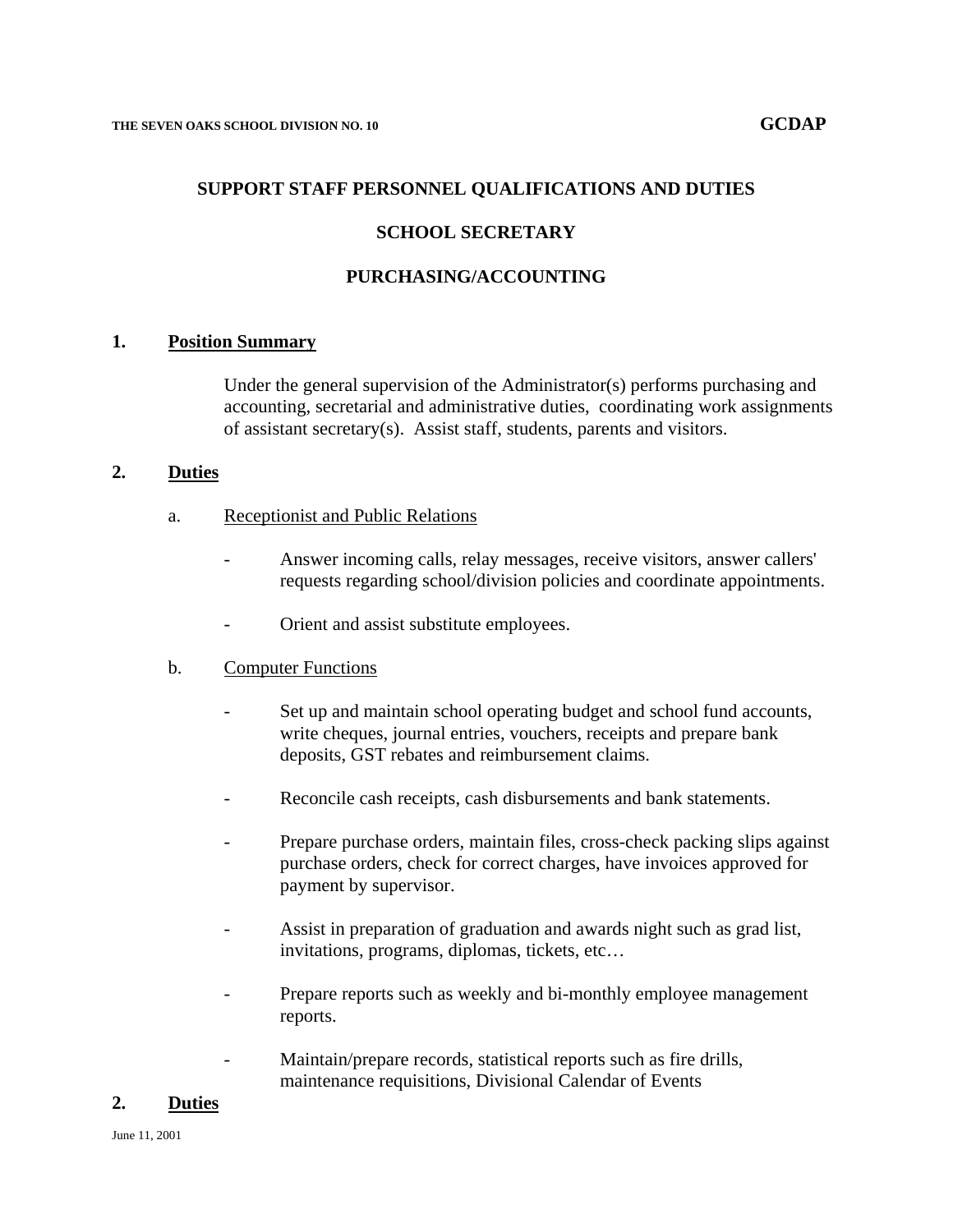THE SEVEN OAKS SCHOOL DIVISION NO. 10 **GCDAP**

# SUPPORT STAFF PERSONNEL QUALIFICATIONS AND DUTIES

## SCHOOL SECRETARY

## PURCHASING/ACCOUNTING

### 1. Position Summary

Under the general supervision of the Administrator(s) performs purchasing and accounting, secretarial and administrative duties, coordinating work assignments of assistant secretary(s). Assist staff, students, parents and visitors.

### 2. Duties

a. Receptionist and Public Relations

- Answer incoming calls, relay messages, receive visitors, answer callers' requests regarding school/division policies and coordinate appointments.
- Orient and assist substitute employees.

b. Computer Functions

- Set up and maintain school operating budget and school fund accounts, write cheques, journal entries, vouchers, receipts and prepare bank deposits, GST rebates and reimbursement claims.
- Reconcile cash receipts, cash disbursements and bank statements.
- Prepare purchase orders, maintain files, cross-check packing slips against purchase orders, check for correct charges, have invoices approved for payment by supervisor.
- Assist in preparation of graduation and awards night such as grad list, invitations, programs, diplomas, tickets, etc…
- Prepare reports such as weekly and bi-monthly employee management reports.
- Maintain/prepare records, statistical reports such as fire drills, maintenance requisitions, Divisional Calendar of Events

### 2. Duties

June 11, 2001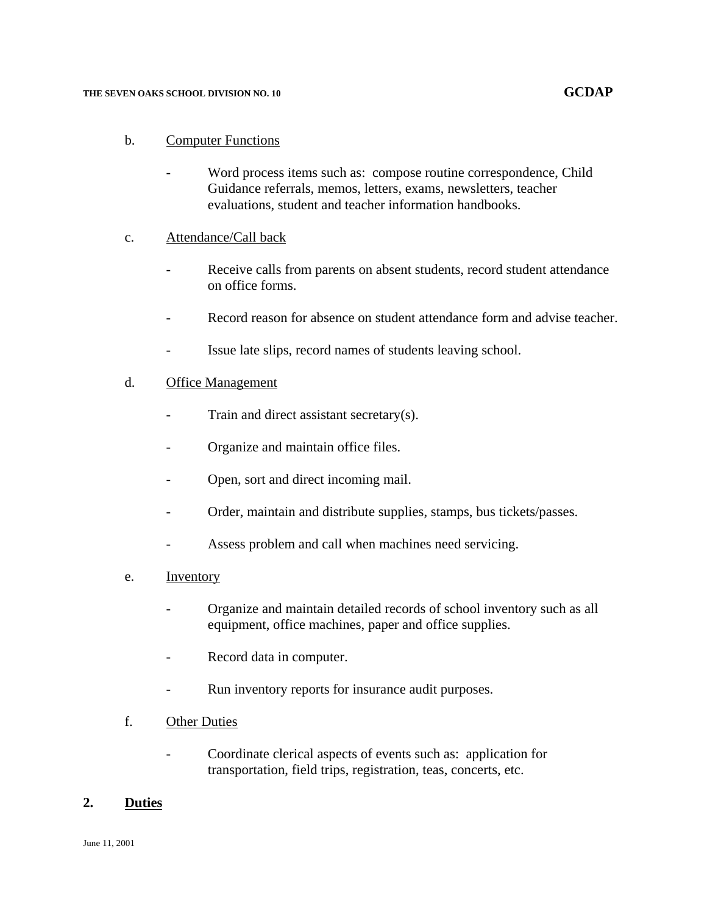b. Computer Functions

- Word process items such as: compose routine correspondence, Child Guidance referrals, memos, letters, exams, newsletters, teacher evaluations, student and teacher information handbooks.

c. Attendance/Call back

- Receive calls from parents on absent students, record student attendance on office forms.
- Record reason for absence on student attendance form and advise teacher.
- Issue late slips, record names of students leaving school.

d. Office Management

- Train and direct assistant secretary(s).
- Organize and maintain office files.
- Open, sort and direct incoming mail.
- Order, maintain and distribute supplies, stamps, bus tickets/passes.
- Assess problem and call when machines need servicing.

e. Inventory

- Organize and maintain detailed records of school inventory such as all equipment, office machines, paper and office supplies.
- Record data in computer.
- Run inventory reports for insurance audit purposes.

f. Other Duties

- Coordinate clerical aspects of events such as: application for transportation, field trips, registration, teas, concerts, etc.

## 2. Duties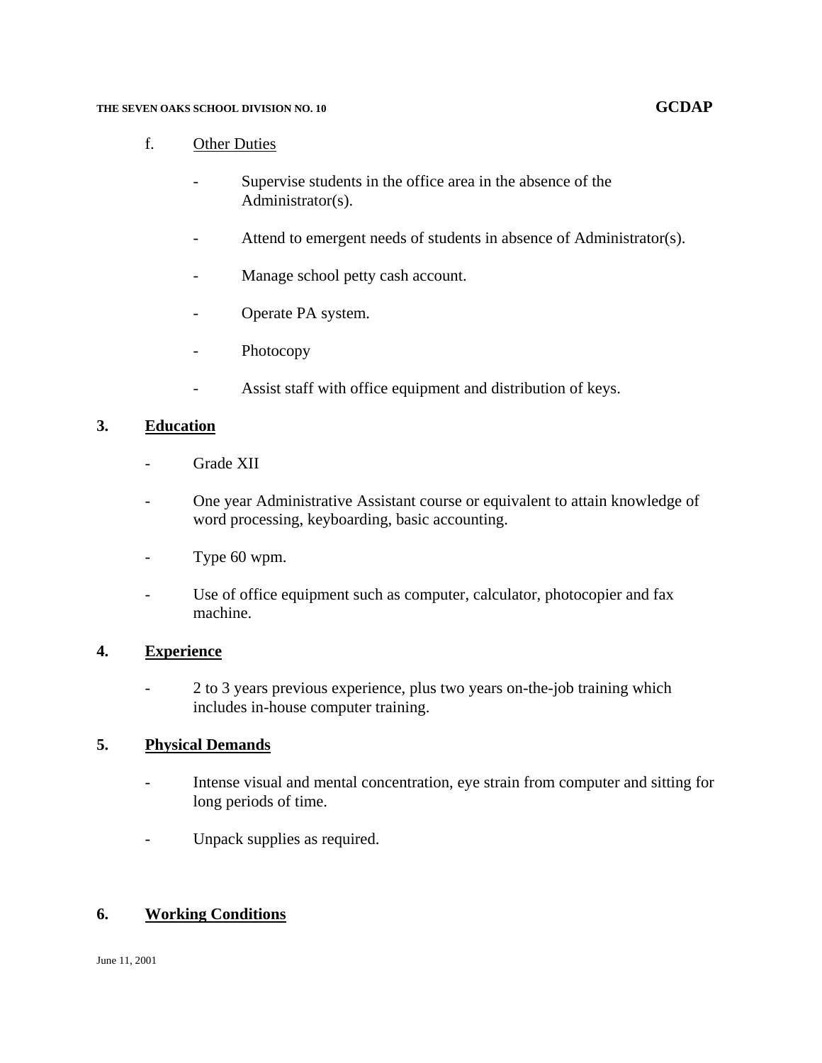f. Other Duties

- Supervise students in the office area in the absence of the Administrator(s).

- Attend to emergent needs of students in absence of Administrator(s).

- Manage school petty cash account.

- Operate PA system.

- Photocopy

- Assist staff with office equipment and distribution of keys.

## 3. Education

- Grade XII

- One year Administrative Assistant course or equivalent to attain knowledge of word processing, keyboarding, basic accounting.

- Type 60 wpm.

- Use of office equipment such as computer, calculator, photocopier and fax machine.

## 4. Experience

- 2 to 3 years previous experience, plus two years on-the-job training which includes in-house computer training.

## 5. Physical Demands

- Intense visual and mental concentration, eye strain from computer and sitting for long periods of time.

- Unpack supplies as required.

## 6. Working Conditions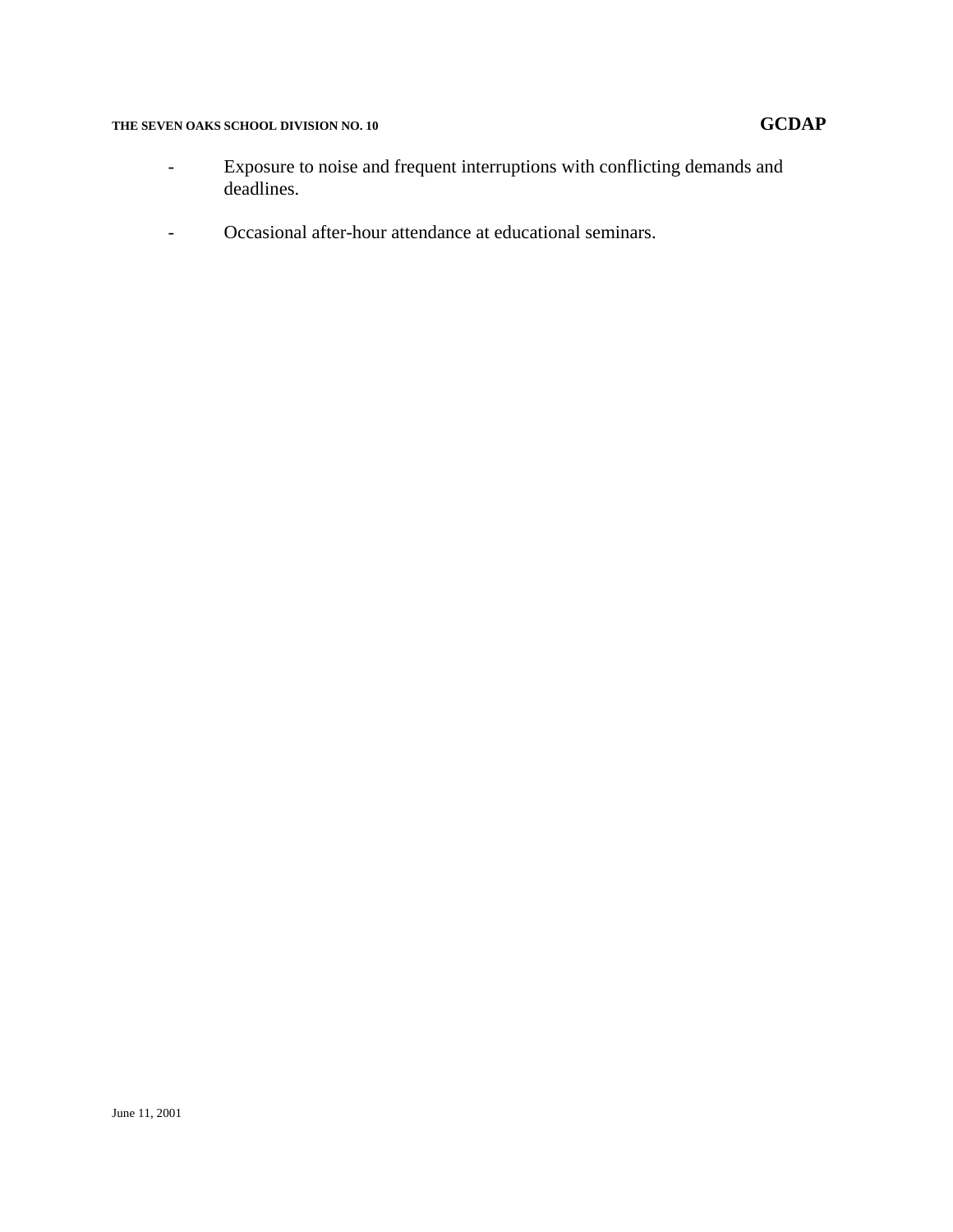- Exposure to noise and frequent interruptions with conflicting demands and deadlines.

- Occasional after-hour attendance at educational seminars.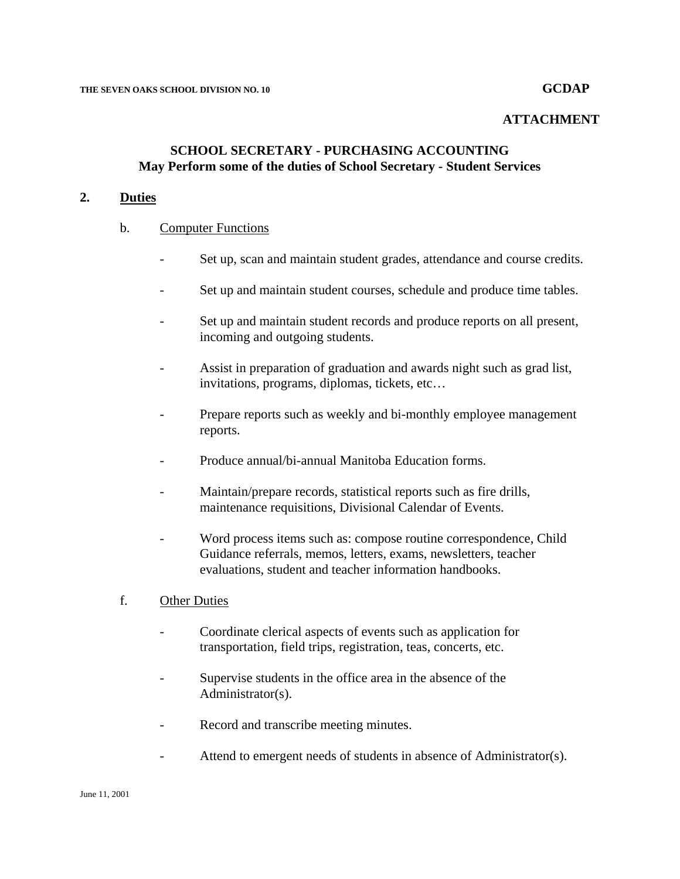**GCDAP**

**ATTACHMENT**

## SCHOOL SECRETARY - PURCHASING ACCOUNTING
## May Perform some of the duties of School Secretary - Student Services

### 2. Duties

b. Computer Functions

- Set up, scan and maintain student grades, attendance and course credits.
- Set up and maintain student courses, schedule and produce time tables.
- Set up and maintain student records and produce reports on all present, incoming and outgoing students.
- Assist in preparation of graduation and awards night such as grad list, invitations, programs, diplomas, tickets, etc…
- Prepare reports such as weekly and bi-monthly employee management reports.
- Produce annual/bi-annual Manitoba Education forms.
- Maintain/prepare records, statistical reports such as fire drills, maintenance requisitions, Divisional Calendar of Events.
- Word process items such as: compose routine correspondence, Child Guidance referrals, memos, letters, exams, newsletters, teacher evaluations, student and teacher information handbooks.

f. Other Duties

- Coordinate clerical aspects of events such as application for transportation, field trips, registration, teas, concerts, etc.
- Supervise students in the office area in the absence of the Administrator(s).
- Record and transcribe meeting minutes.
- Attend to emergent needs of students in absence of Administrator(s).

June 11, 2001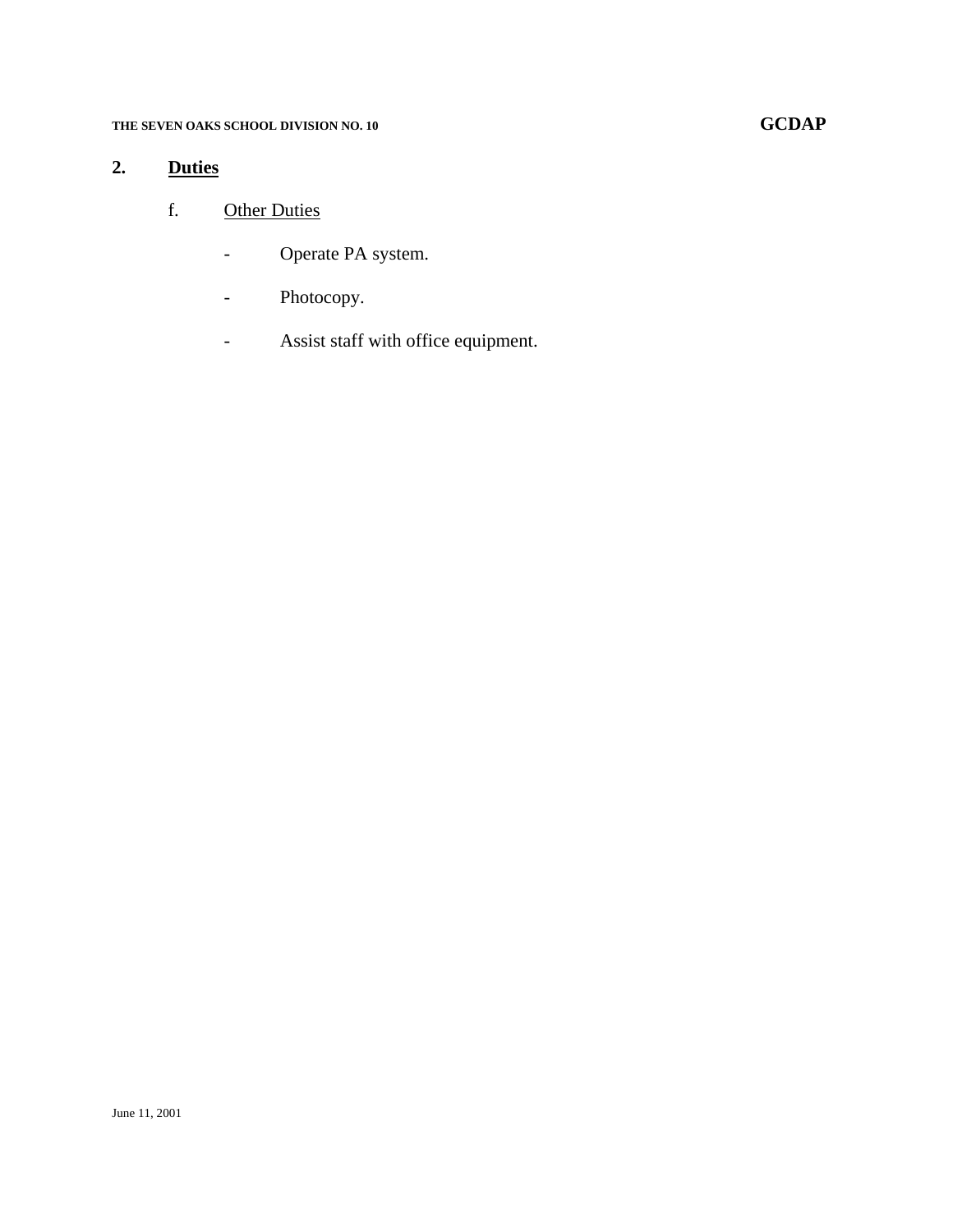## 2. Duties

### f. Other Duties

- Operate PA system.
- Photocopy.
- Assist staff with office equipment.